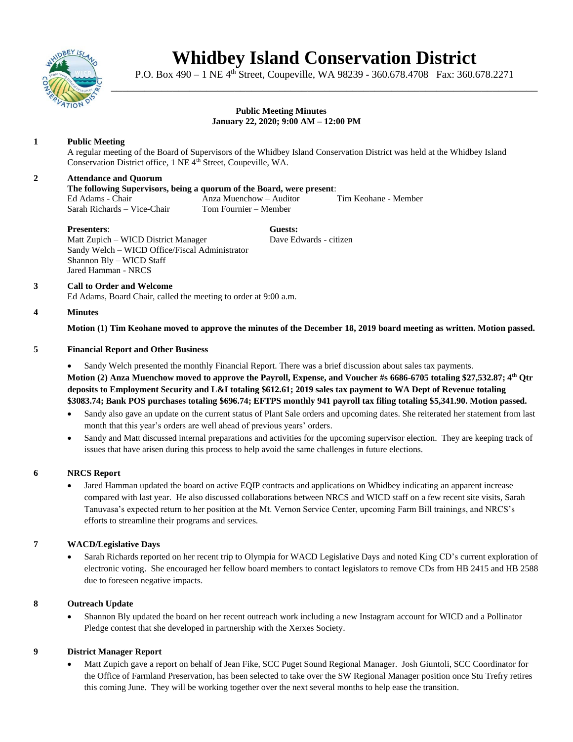# Whidbey Island Conservation District

P.O. Box 490 – 1 NE 4th Street, Coupeville, WA 98239 - 360.678.4708 Fax: 360.678.2271

**Public Meeting Minutes**
**January 22, 2020; 9:00 AM – 12:00 PM**

**1 Public Meeting**

A regular meeting of the Board of Supervisors of the Whidbey Island Conservation District was held at the Whidbey Island Conservation District office, 1 NE 4th Street, Coupeville, WA.

**2 Attendance and Quorum**

**The following Supervisors, being a quorum of the Board, were present**:

Ed Adams - Chair
Sarah Richards – Vice-Chair
Anza Muenchow – Auditor
Tom Fournier – Member
Tim Keohane - Member

**Presenters**:
Matt Zupich – WICD District Manager
Sandy Welch – WICD Office/Fiscal Administrator
Shannon Bly – WICD Staff
Jared Hamman - NRCS

**Guests:**
Dave Edwards - citizen

**3 Call to Order and Welcome**

Ed Adams, Board Chair, called the meeting to order at 9:00 a.m.

**4 Minutes**

**Motion (1) Tim Keohane moved to approve the minutes of the December 18, 2019 board meeting as written. Motion passed.**

**5 Financial Report and Other Business**

- Sandy Welch presented the monthly Financial Report. There was a brief discussion about sales tax payments.

**Motion (2) Anza Muenchow moved to approve the Payroll, Expense, and Voucher #s 6686-6705 totaling $27,532.87; 4th Qtr deposits to Employment Security and L&I totaling $612.61; 2019 sales tax payment to WA Dept of Revenue totaling $3083.74; Bank POS purchases totaling $696.74; EFTPS monthly 941 payroll tax filing totaling $5,341.90. Motion passed.**

- Sandy also gave an update on the current status of Plant Sale orders and upcoming dates. She reiterated her statement from last month that this year's orders are well ahead of previous years' orders.
- Sandy and Matt discussed internal preparations and activities for the upcoming supervisor election. They are keeping track of issues that have arisen during this process to help avoid the same challenges in future elections.

**6 NRCS Report**

- Jared Hamman updated the board on active EQIP contracts and applications on Whidbey indicating an apparent increase compared with last year. He also discussed collaborations between NRCS and WICD staff on a few recent site visits, Sarah Tanuvasa's expected return to her position at the Mt. Vernon Service Center, upcoming Farm Bill trainings, and NRCS's efforts to streamline their programs and services.

**7 WACD/Legislative Days**

- Sarah Richards reported on her recent trip to Olympia for WACD Legislative Days and noted King CD's current exploration of electronic voting. She encouraged her fellow board members to contact legislators to remove CDs from HB 2415 and HB 2588 due to foreseen negative impacts.

**8 Outreach Update**

- Shannon Bly updated the board on her recent outreach work including a new Instagram account for WICD and a Pollinator Pledge contest that she developed in partnership with the Xerxes Society.

**9 District Manager Report**

- Matt Zupich gave a report on behalf of Jean Fike, SCC Puget Sound Regional Manager. Josh Giuntoli, SCC Coordinator for the Office of Farmland Preservation, has been selected to take over the SW Regional Manager position once Stu Trefry retires this coming June. They will be working together over the next several months to help ease the transition.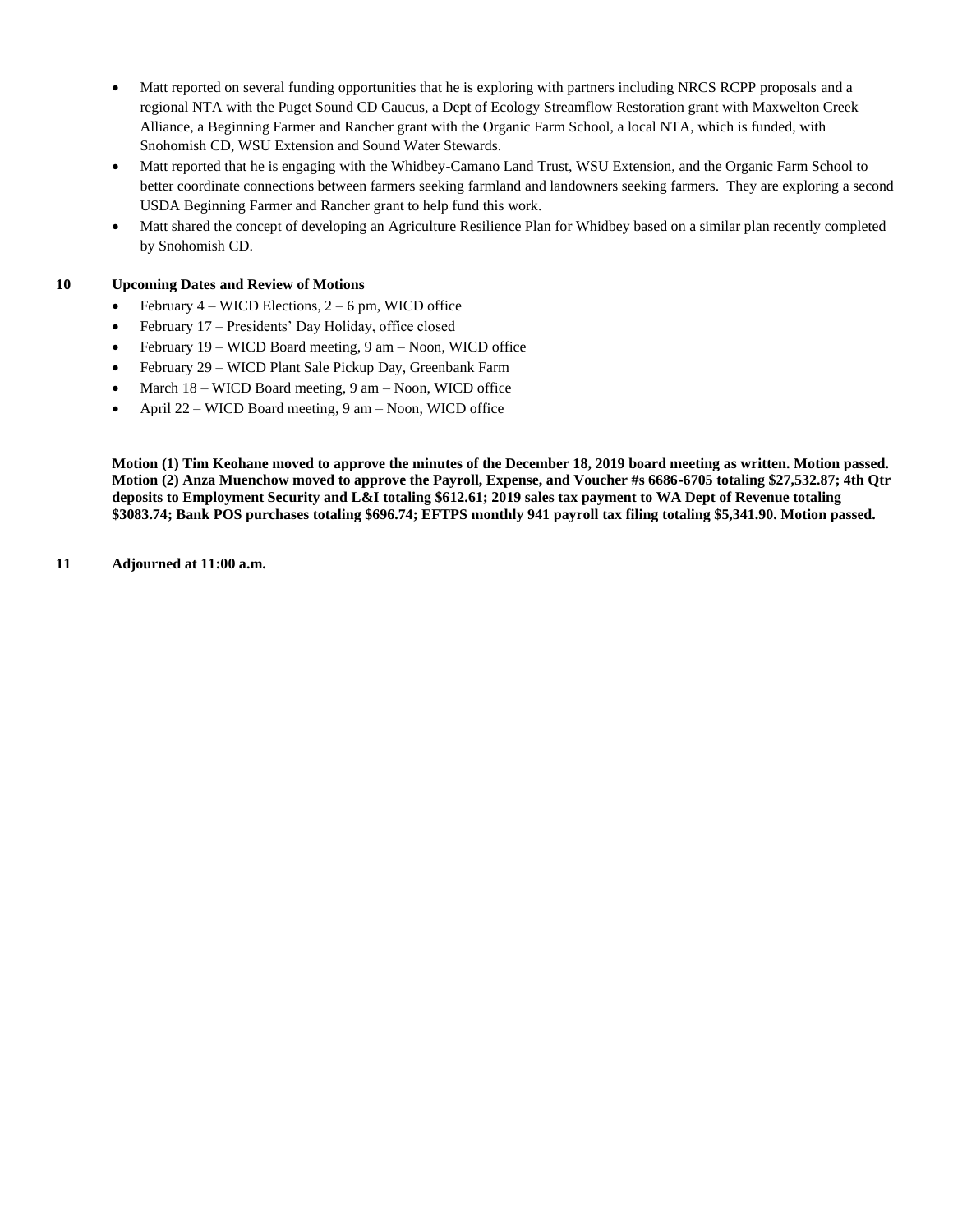- Matt reported on several funding opportunities that he is exploring with partners including NRCS RCPP proposals and a regional NTA with the Puget Sound CD Caucus, a Dept of Ecology Streamflow Restoration grant with Maxwelton Creek Alliance, a Beginning Farmer and Rancher grant with the Organic Farm School, a local NTA, which is funded, with Snohomish CD, WSU Extension and Sound Water Stewards.
- Matt reported that he is engaging with the Whidbey-Camano Land Trust, WSU Extension, and the Organic Farm School to better coordinate connections between farmers seeking farmland and landowners seeking farmers. They are exploring a second USDA Beginning Farmer and Rancher grant to help fund this work.
- Matt shared the concept of developing an Agriculture Resilience Plan for Whidbey based on a similar plan recently completed by Snohomish CD.

**10 Upcoming Dates and Review of Motions**

- February 4 – WICD Elections, 2 – 6 pm, WICD office
- February 17 – Presidents' Day Holiday, office closed
- February 19 – WICD Board meeting, 9 am – Noon, WICD office
- February 29 – WICD Plant Sale Pickup Day, Greenbank Farm
- March 18 – WICD Board meeting, 9 am – Noon, WICD office
- April 22 – WICD Board meeting, 9 am – Noon, WICD office

**Motion (1) Tim Keohane moved to approve the minutes of the December 18, 2019 board meeting as written. Motion passed.**
**Motion (2) Anza Muenchow moved to approve the Payroll, Expense, and Voucher #s 6686-6705 totaling $27,532.87; 4th Qtr deposits to Employment Security and L&I totaling $612.61; 2019 sales tax payment to WA Dept of Revenue totaling $3083.74; Bank POS purchases totaling $696.74; EFTPS monthly 941 payroll tax filing totaling $5,341.90. Motion passed.**

**11 Adjourned at 11:00 a.m.**